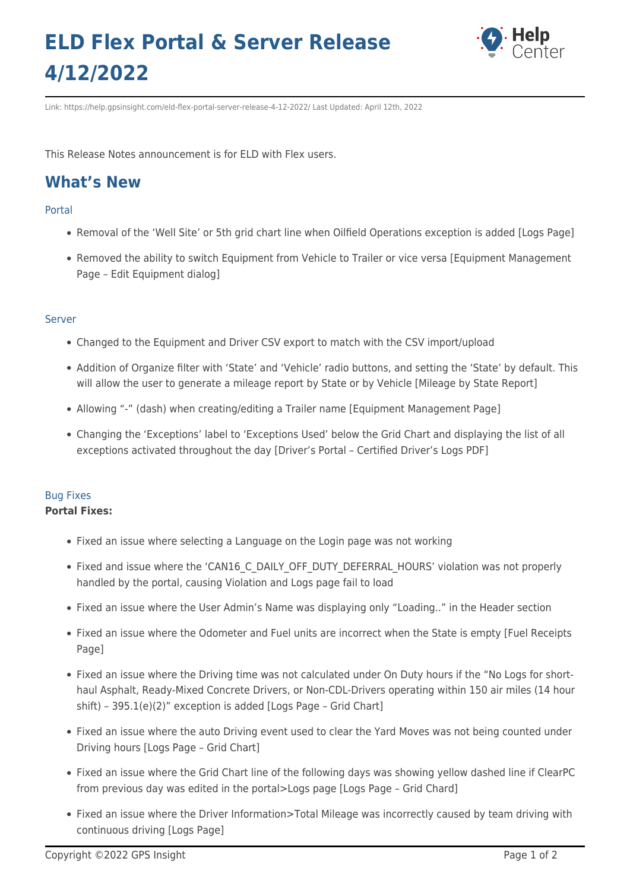# ELD Flex Portal & Server Release 4/12/2022

Link: https://help.gpsinsight.com/eld-flex-portal-server-release-4-12-2022/ Last Updated: April 12th, 2022

This Release Notes announcement is for ELD with Flex users.

## What's New

### Portal

- Removal of the 'Well Site' or 5th grid chart line when Oilfield Operations exception is added [Logs Page]
- Removed the ability to switch Equipment from Vehicle to Trailer or vice versa [Equipment Management Page – Edit Equipment dialog]

### Server

- Changed to the Equipment and Driver CSV export to match with the CSV import/upload
- Addition of Organize filter with 'State' and 'Vehicle' radio buttons, and setting the 'State' by default. This will allow the user to generate a mileage report by State or by Vehicle [Mileage by State Report]
- Allowing "-" (dash) when creating/editing a Trailer name [Equipment Management Page]
- Changing the 'Exceptions' label to 'Exceptions Used' below the Grid Chart and displaying the list of all exceptions activated throughout the day [Driver's Portal – Certified Driver's Logs PDF]

### Bug Fixes

**Portal Fixes:**

- Fixed an issue where selecting a Language on the Login page was not working
- Fixed and issue where the 'CAN16_C_DAILY_OFF_DUTY_DEFERRAL_HOURS' violation was not properly handled by the portal, causing Violation and Logs page fail to load
- Fixed an issue where the User Admin's Name was displaying only "Loading.." in the Header section
- Fixed an issue where the Odometer and Fuel units are incorrect when the State is empty [Fuel Receipts Page]
- Fixed an issue where the Driving time was not calculated under On Duty hours if the "No Logs for short-haul Asphalt, Ready-Mixed Concrete Drivers, or Non-CDL-Drivers operating within 150 air miles (14 hour shift) – 395.1(e)(2)" exception is added [Logs Page – Grid Chart]
- Fixed an issue where the auto Driving event used to clear the Yard Moves was not being counted under Driving hours [Logs Page – Grid Chart]
- Fixed an issue where the Grid Chart line of the following days was showing yellow dashed line if ClearPC from previous day was edited in the portal>Logs page [Logs Page – Grid Chard]
- Fixed an issue where the Driver Information>Total Mileage was incorrectly caused by team driving with continuous driving [Logs Page]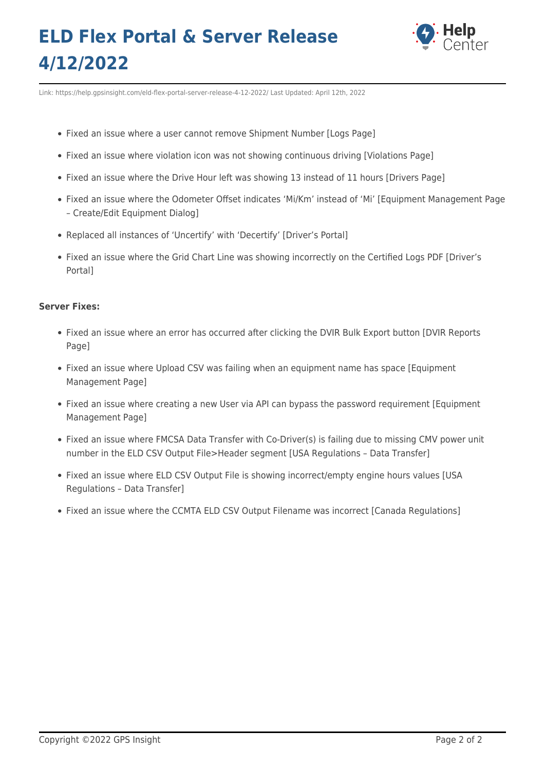- Fixed an issue where a user cannot remove Shipment Number [Logs Page]
- Fixed an issue where violation icon was not showing continuous driving [Violations Page]
- Fixed an issue where the Drive Hour left was showing 13 instead of 11 hours [Drivers Page]
- Fixed an issue where the Odometer Offset indicates 'Mi/Km' instead of 'Mi' [Equipment Management Page – Create/Edit Equipment Dialog]
- Replaced all instances of 'Uncertify' with 'Decertify' [Driver's Portal]
- Fixed an issue where the Grid Chart Line was showing incorrectly on the Certified Logs PDF [Driver's Portal]

**Server Fixes:**

- Fixed an issue where an error has occurred after clicking the DVIR Bulk Export button [DVIR Reports Page]
- Fixed an issue where Upload CSV was failing when an equipment name has space [Equipment Management Page]
- Fixed an issue where creating a new User via API can bypass the password requirement [Equipment Management Page]
- Fixed an issue where FMCSA Data Transfer with Co-Driver(s) is failing due to missing CMV power unit number in the ELD CSV Output File>Header segment [USA Regulations – Data Transfer]
- Fixed an issue where ELD CSV Output File is showing incorrect/empty engine hours values [USA Regulations – Data Transfer]
- Fixed an issue where the CCMTA ELD CSV Output Filename was incorrect [Canada Regulations]